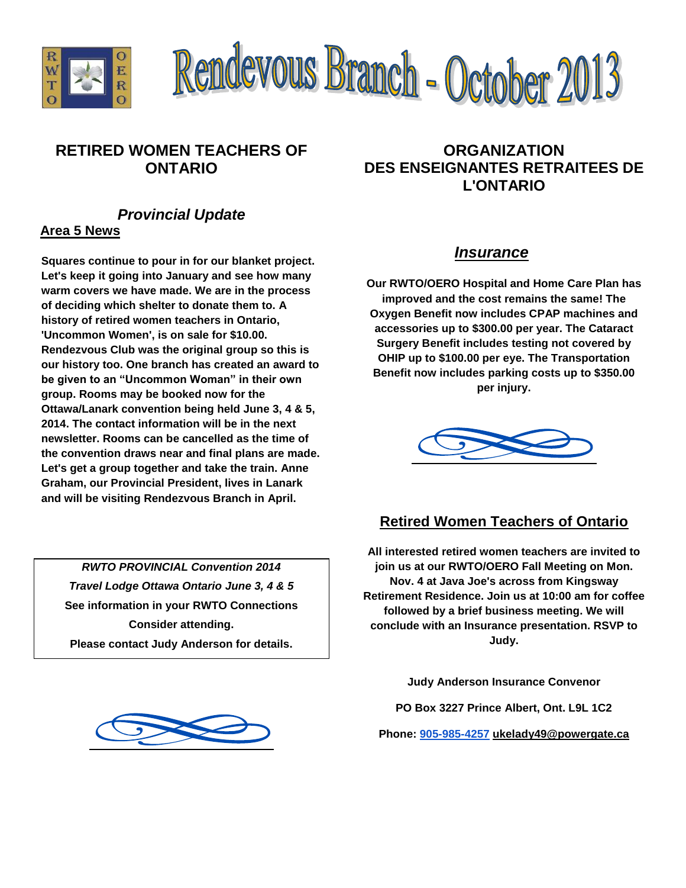# Rendevous Branch - October 2013

## RETIRED WOMEN TEACHERS OF ONTARIO

## ORGANIZATION DES ENSEIGNANTES RETRAITEES DE L'ONTARIO

### *Provincial Update*

**Area 5 News**

**Squares continue to pour in for our blanket project. Let's keep it going into January and see how many warm covers we have made. We are in the process of deciding which shelter to donate them to. A history of retired women teachers in Ontario, 'Uncommon Women', is on sale for $10.00. Rendezvous Club was the original group so this is our history too. One branch has created an award to be given to an "Uncommon Woman" in their own group. Rooms may be booked now for the Ottawa/Lanark convention being held June 3, 4 & 5, 2014. The contact information will be in the next newsletter. Rooms can be cancelled as the time of the convention draws near and final plans are made. Let's get a group together and take the train. Anne Graham, our Provincial President, lives in Lanark and will be visiting Rendezvous Branch in April.**

***RWTO PROVINCIAL Convention 2014***

***Travel Lodge Ottawa Ontario June 3, 4 & 5***

**See information in your RWTO Connections**

**Consider attending.**

**Please contact Judy Anderson for details.**

### *Insurance*

**Our RWTO/OERO Hospital and Home Care Plan has improved and the cost remains the same! The Oxygen Benefit now includes CPAP machines and accessories up to $300.00 per year. The Cataract Surgery Benefit includes testing not covered by OHIP up to $100.00 per eye. The Transportation Benefit now includes parking costs up to $350.00 per injury.**

### Retired Women Teachers of Ontario

**All interested retired women teachers are invited to join us at our RWTO/OERO Fall Meeting on Mon. Nov. 4 at Java Joe's across from Kingsway Retirement Residence. Join us at 10:00 am for coffee followed by a brief business meeting. We will conclude with an Insurance presentation. RSVP to Judy.**

**Judy Anderson Insurance Convenor**

**PO Box 3227 Prince Albert, Ont. L9L 1C2**

**Phone: 905-985-4257 ukelady49@powergate.ca**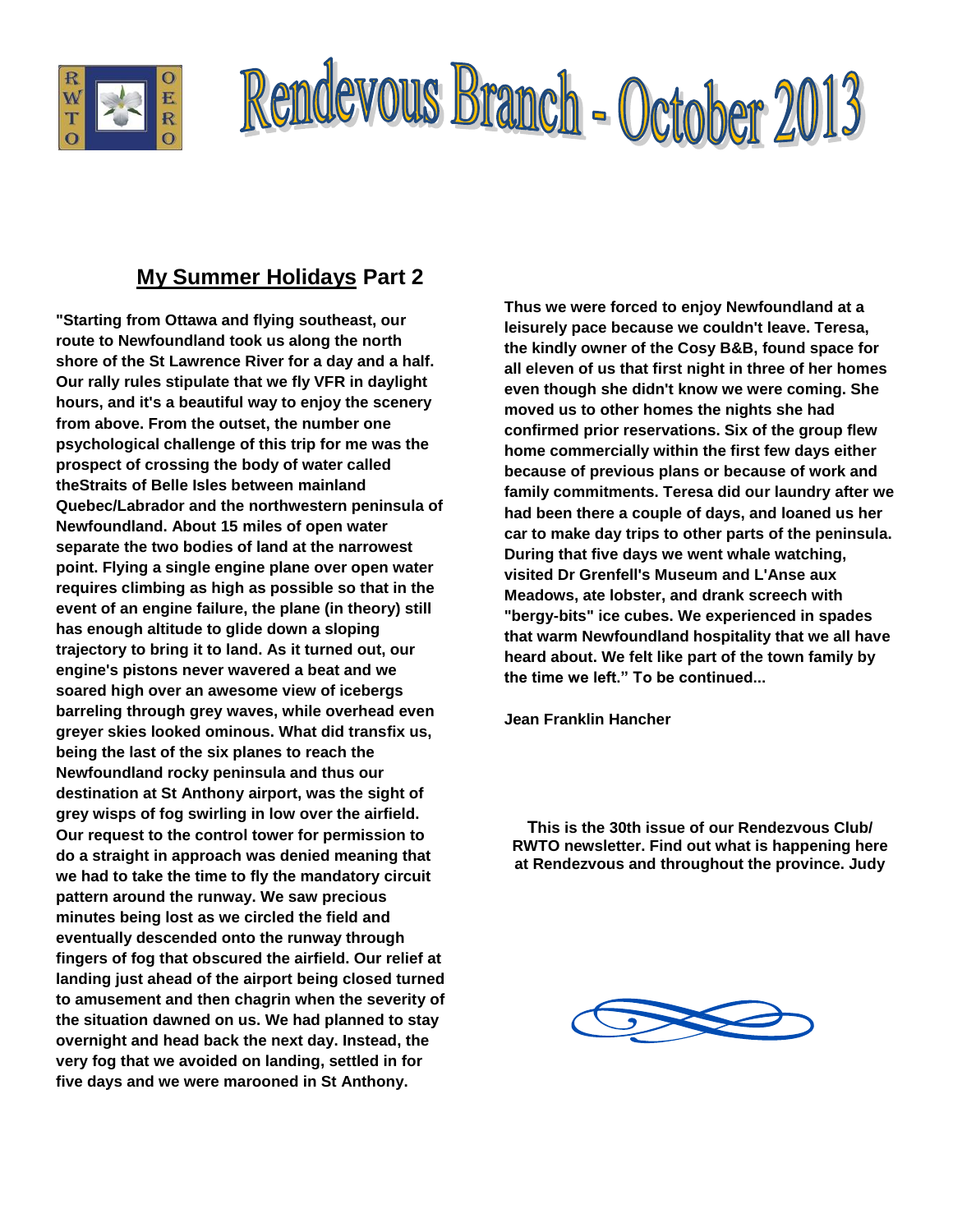# Rendevous Branch - October 2013

## My Summer Holidays Part 2

**"Starting from Ottawa and flying southeast, our route to Newfoundland took us along the north shore of the St Lawrence River for a day and a half. Our rally rules stipulate that we fly VFR in daylight hours, and it's a beautiful way to enjoy the scenery from above. From the outset, the number one psychological challenge of this trip for me was the prospect of crossing the body of water called theStraits of Belle Isles between mainland Quebec/Labrador and the northwestern peninsula of Newfoundland. About 15 miles of open water separate the two bodies of land at the narrowest point. Flying a single engine plane over open water requires climbing as high as possible so that in the event of an engine failure, the plane (in theory) still has enough altitude to glide down a sloping trajectory to bring it to land. As it turned out, our engine's pistons never wavered a beat and we soared high over an awesome view of icebergs barreling through grey waves, while overhead even greyer skies looked ominous. What did transfix us, being the last of the six planes to reach the Newfoundland rocky peninsula and thus our destination at St Anthony airport, was the sight of grey wisps of fog swirling in low over the airfield. Our request to the control tower for permission to do a straight in approach was denied meaning that we had to take the time to fly the mandatory circuit pattern around the runway. We saw precious minutes being lost as we circled the field and eventually descended onto the runway through fingers of fog that obscured the airfield. Our relief at landing just ahead of the airport being closed turned to amusement and then chagrin when the severity of the situation dawned on us. We had planned to stay overnight and head back the next day. Instead, the very fog that we avoided on landing, settled in for five days and we were marooned in St Anthony.**

**Thus we were forced to enjoy Newfoundland at a leisurely pace because we couldn't leave. Teresa, the kindly owner of the Cosy B&B, found space for all eleven of us that first night in three of her homes even though she didn't know we were coming. She moved us to other homes the nights she had confirmed prior reservations. Six of the group flew home commercially within the first few days either because of previous plans or because of work and family commitments. Teresa did our laundry after we had been there a couple of days, and loaned us her car to make day trips to other parts of the peninsula. During that five days we went whale watching, visited Dr Grenfell's Museum and L'Anse aux Meadows, ate lobster, and drank screech with "bergy-bits" ice cubes. We experienced in spades that warm Newfoundland hospitality that we all have heard about. We felt like part of the town family by the time we left." To be continued...**

**Jean Franklin Hancher**

**This is the 30th issue of our Rendezvous Club/ RWTO newsletter. Find out what is happening here at Rendezvous and throughout the province. Judy**